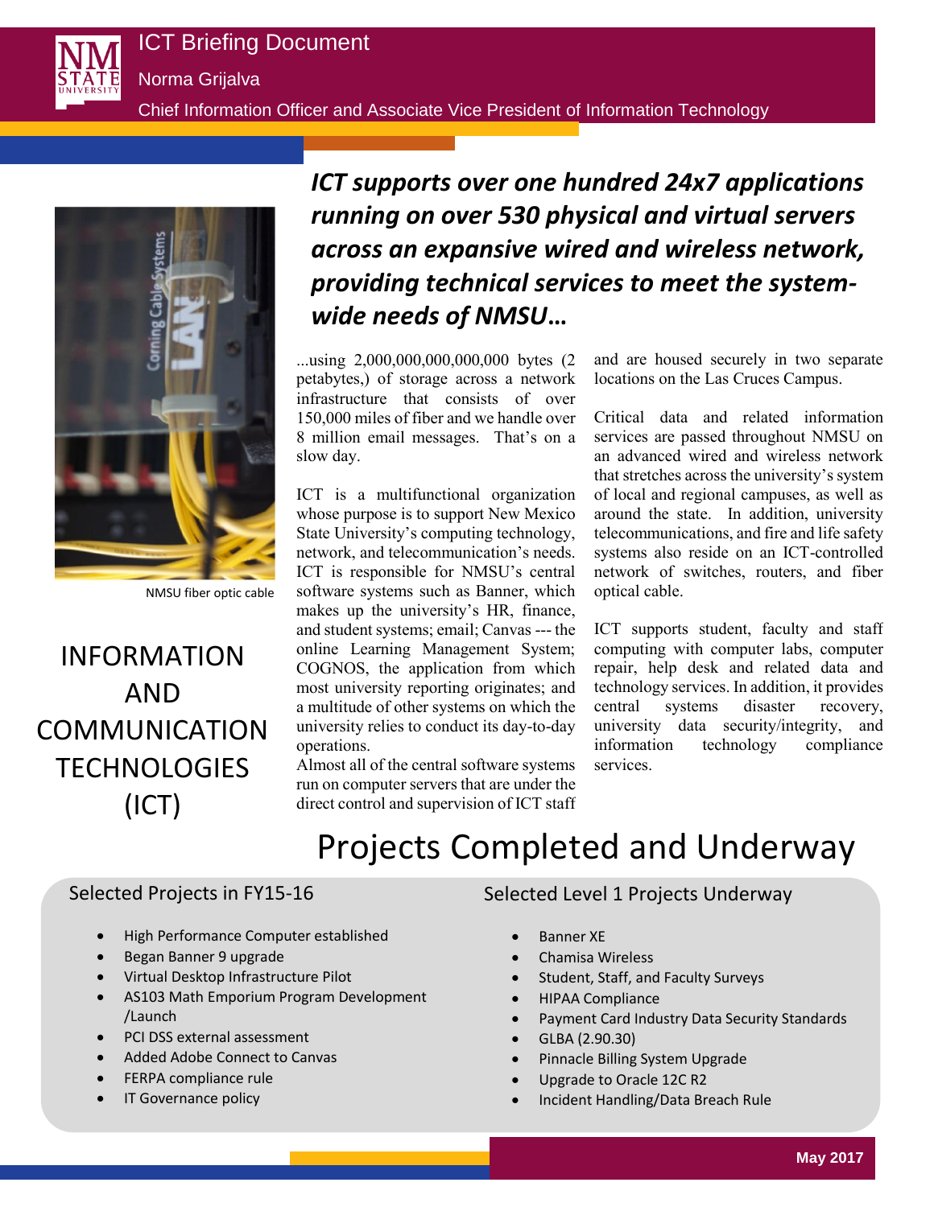# ICT Briefing Document

Norma Grijalva

Chief Information Officer and Associate Vice President of Information Technology

NMSU fiber optic cable

# INFORMATION AND COMMUNICATION TECHNOLOGIES (ICT)

***ICT supports over one hundred 24x7 applications running on over 530 physical and virtual servers across an expansive wired and wireless network, providing technical services to meet the system-wide needs of NMSU…***

...using 2,000,000,000,000,000 bytes (2 petabytes,) of storage across a network infrastructure that consists of over 150,000 miles of fiber and we handle over 8 million email messages. That's on a slow day.

ICT is a multifunctional organization whose purpose is to support New Mexico State University's computing technology, network, and telecommunication's needs. ICT is responsible for NMSU's central software systems such as Banner, which makes up the university's HR, finance, and student systems; email; Canvas --- the online Learning Management System; COGNOS, the application from which most university reporting originates; and a multitude of other systems on which the university relies to conduct its day-to-day operations.

Almost all of the central software systems run on computer servers that are under the direct control and supervision of ICT staff and are housed securely in two separate locations on the Las Cruces Campus.

Critical data and related information services are passed throughout NMSU on an advanced wired and wireless network that stretches across the university's system of local and regional campuses, as well as around the state. In addition, university telecommunications, and fire and life safety systems also reside on an ICT-controlled network of switches, routers, and fiber optical cable.

ICT supports student, faculty and staff computing with computer labs, computer repair, help desk and related data and technology services. In addition, it provides central systems disaster recovery, university data security/integrity, and information technology compliance services.

# Projects Completed and Underway

## Selected Projects in FY15-16

- High Performance Computer established
- Began Banner 9 upgrade
- Virtual Desktop Infrastructure Pilot
- AS103 Math Emporium Program Development /Launch
- PCI DSS external assessment
- Added Adobe Connect to Canvas
- FERPA compliance rule
- IT Governance policy

## Selected Level 1 Projects Underway

- Banner XE
- Chamisa Wireless
- Student, Staff, and Faculty Surveys
- HIPAA Compliance
- Payment Card Industry Data Security Standards
- GLBA (2.90.30)
- Pinnacle Billing System Upgrade
- Upgrade to Oracle 12C R2
- Incident Handling/Data Breach Rule

May 2017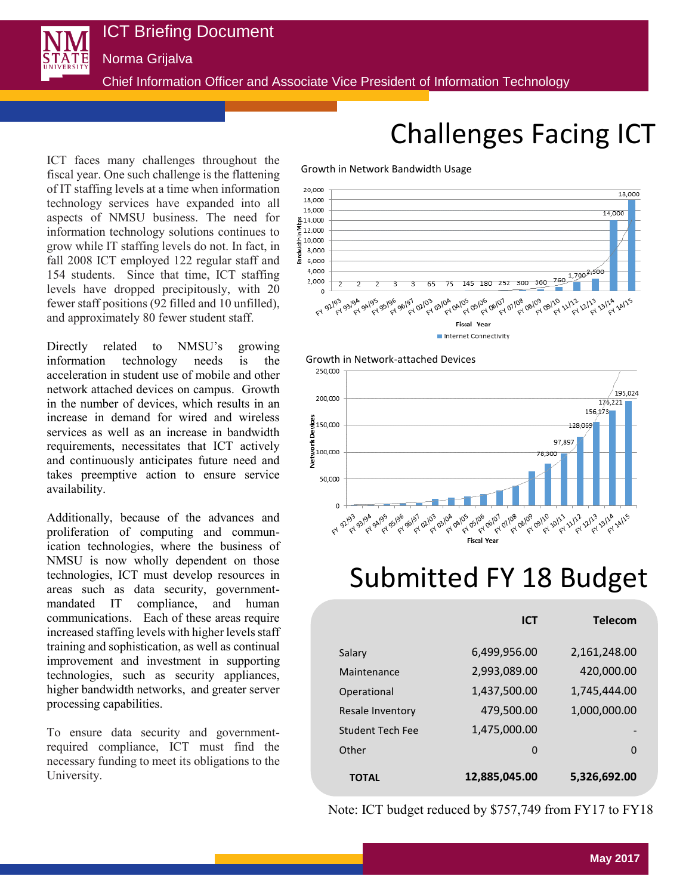# ICT Briefing Document

Norma Grijalva

Chief Information Officer and Associate Vice President of Information Technology

## Challenges Facing ICT

ICT faces many challenges throughout the fiscal year. One such challenge is the flattening of IT staffing levels at a time when information technology services have expanded into all aspects of NMSU business. The need for information technology solutions continues to grow while IT staffing levels do not. In fact, in fall 2008 ICT employed 122 regular staff and 154 students. Since that time, ICT staffing levels have dropped precipitously, with 20 fewer staff positions (92 filled and 10 unfilled), and approximately 80 fewer student staff.

Directly related to NMSU's growing information technology needs is the acceleration in student use of mobile and other network attached devices on campus. Growth in the number of devices, which results in an increase in demand for wired and wireless services as well as an increase in bandwidth requirements, necessitates that ICT actively and continuously anticipates future need and takes preemptive action to ensure service availability.

Additionally, because of the advances and proliferation of computing and communication technologies, where the business of NMSU is now wholly dependent on those technologies, ICT must develop resources in areas such as data security, government-mandated IT compliance, and human communications. Each of these areas require increased staffing levels with higher levels staff training and sophistication, as well as continual improvement and investment in supporting technologies, such as security appliances, higher bandwidth networks, and greater server processing capabilities.

To ensure data security and government-required compliance, ICT must find the necessary funding to meet its obligations to the University.

Growth in Network Bandwidth Usage

| Fiscal Year | Internet Connectivity (Bandwidth in Mbps) |
|---|---|
| FY 92/93 | 2 |
| FY 93/94 | 2 |
| FY 94/95 | 2 |
| FY 95/96 | 3 |
| FY 96/97 | 3 |
| FY 02/03 | 65 |
| FY 03/04 | 75 |
| FY 04/05 | 145 |
| FY 05/06 | 180 |
| FY 06/07 | 252 |
| FY 07/08 | 300 |
| FY 08/09 | 360 |
| FY 09/10 | 760 |
| FY 11/12 | 1,700 |
| FY 12/13 | 2,500 |
| FY 13/14 | 14,000 |
| FY 14/15 | 18,000 |

Growth in Network-attached Devices

| Fiscal Year | Network Devices |
|---|---|
| FY 09/10 | 78,300 |
| FY 10/11 | 97,897 |
| FY 11/12 | 128,059 |
| FY 12/13 | 156,173 |
| FY 13/14 | 176,221 |
| FY 14/15 | 195,024 |

## Submitted FY 18 Budget

| | ICT | Telecom |
|---|---|---|
| Salary | 6,499,956.00 | 2,161,248.00 |
| Maintenance | 2,993,089.00 | 420,000.00 |
| Operational | 1,437,500.00 | 1,745,444.00 |
| Resale Inventory | 479,500.00 | 1,000,000.00 |
| Student Tech Fee | 1,475,000.00 | - |
| Other | 0 | 0 |
| **TOTAL** | **12,885,045.00** | **5,326,692.00** |

Note: ICT budget reduced by $757,749 from FY17 to FY18

May 2017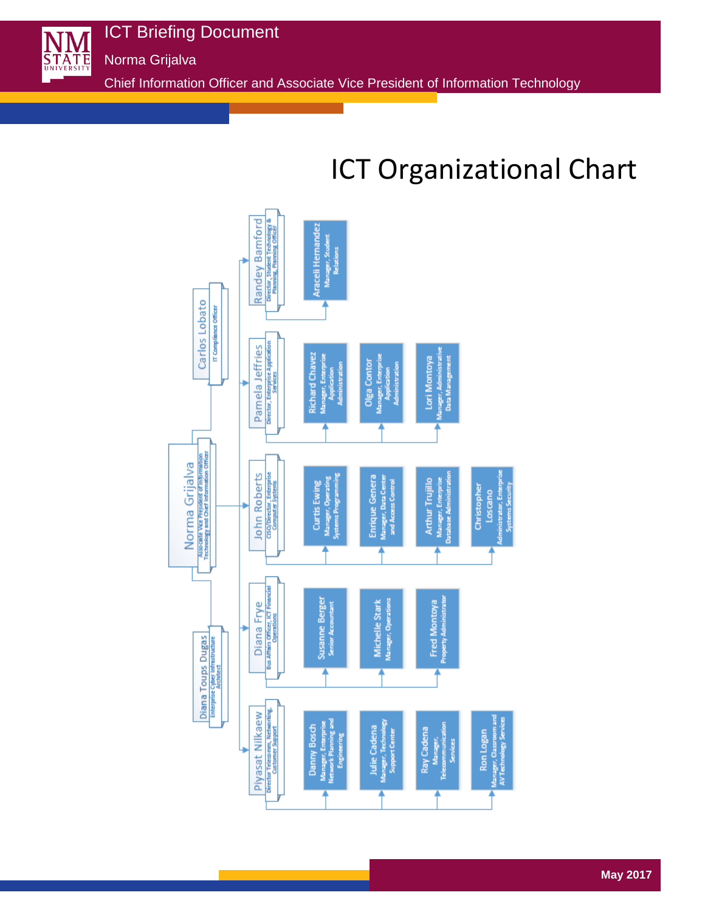# ICT Organizational Chart

- **Norma Grijalva** – Associate Vice President of Information Technology and Chief Information Officer
  - **Carlos Lobato** – IT Compliance Officer
  - **Diana Toups Dugas** – Enterprise Cyber Infrastructure Architect
  - **Randey Bamford** – Director, Student Technology & Planning, Planning Officer
    - Araceli Hernandez – Manager, Student Relations
  - **Pamela Jeffries** – Director, Enterprise Application Services
    - Richard Chavez – Manager, Enterprise Application Administration
    - Olga Contor – Manager, Enterprise Application Administration
    - Lori Montoya – Manager, Administrative Data Management
  - **John Roberts** – CISO/Director, Enterprise Computer Systems
    - Curtis Ewing – Manager, Operating Systems Programming
    - Enrique Genera – Manager, Data Center and Access Control
    - Arthur Trujillo – Manager, Enterprise Database Administration
    - Christopher Loscano – Administrator, Enterprise Systems Security
  - **Diana Frye** – Bus Affairs Officer, ICT Financial Operations
    - Susanne Berger – Senior Accountant
    - Michelle Stark – Manager, Operations
    - Fred Montoya – Property Administrator
  - **Piyasat Nilkaew** – Director Telecomm, Networking, Customer Support
    - Danny Bosch – Manager, Enterprise Network Planning and Engineering
    - Julie Cadena – Manager, Technology Support Center
    - Ray Cadena – Manager, Telecommunication Services
    - Ron Logan – Manager, Classroom and AV Technology Services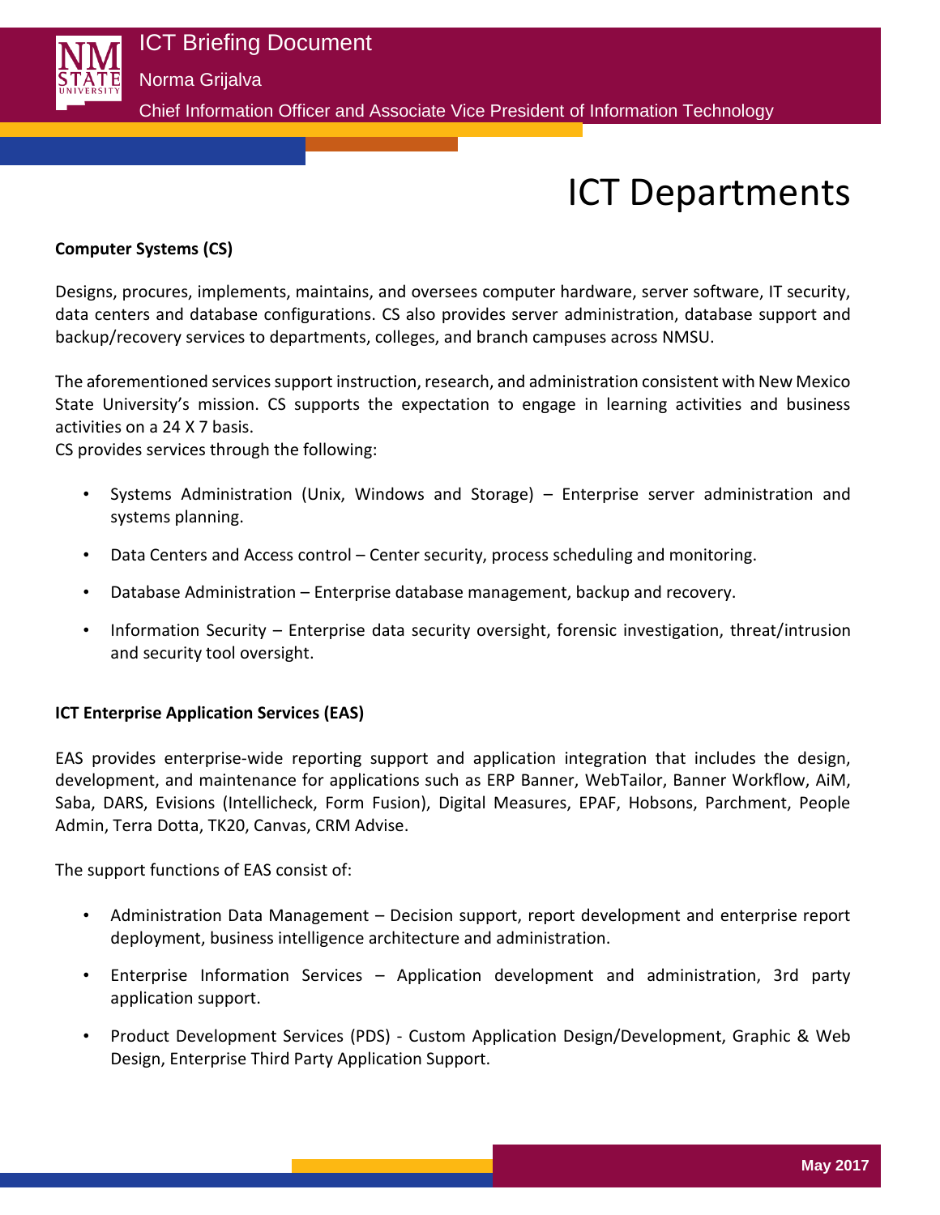# ICT Departments

**Computer Systems (CS)**

Designs, procures, implements, maintains, and oversees computer hardware, server software, IT security, data centers and database configurations. CS also provides server administration, database support and backup/recovery services to departments, colleges, and branch campuses across NMSU.

The aforementioned services support instruction, research, and administration consistent with New Mexico State University's mission. CS supports the expectation to engage in learning activities and business activities on a 24 X 7 basis.
CS provides services through the following:

- Systems Administration (Unix, Windows and Storage) – Enterprise server administration and systems planning.
- Data Centers and Access control – Center security, process scheduling and monitoring.
- Database Administration – Enterprise database management, backup and recovery.
- Information Security – Enterprise data security oversight, forensic investigation, threat/intrusion and security tool oversight.

**ICT Enterprise Application Services (EAS)**

EAS provides enterprise-wide reporting support and application integration that includes the design, development, and maintenance for applications such as ERP Banner, WebTailor, Banner Workflow, AiM, Saba, DARS, Evisions (Intellicheck, Form Fusion), Digital Measures, EPAF, Hobsons, Parchment, People Admin, Terra Dotta, TK20, Canvas, CRM Advise.

The support functions of EAS consist of:

- Administration Data Management – Decision support, report development and enterprise report deployment, business intelligence architecture and administration.
- Enterprise Information Services – Application development and administration, 3rd party application support.
- Product Development Services (PDS) - Custom Application Design/Development, Graphic & Web Design, Enterprise Third Party Application Support.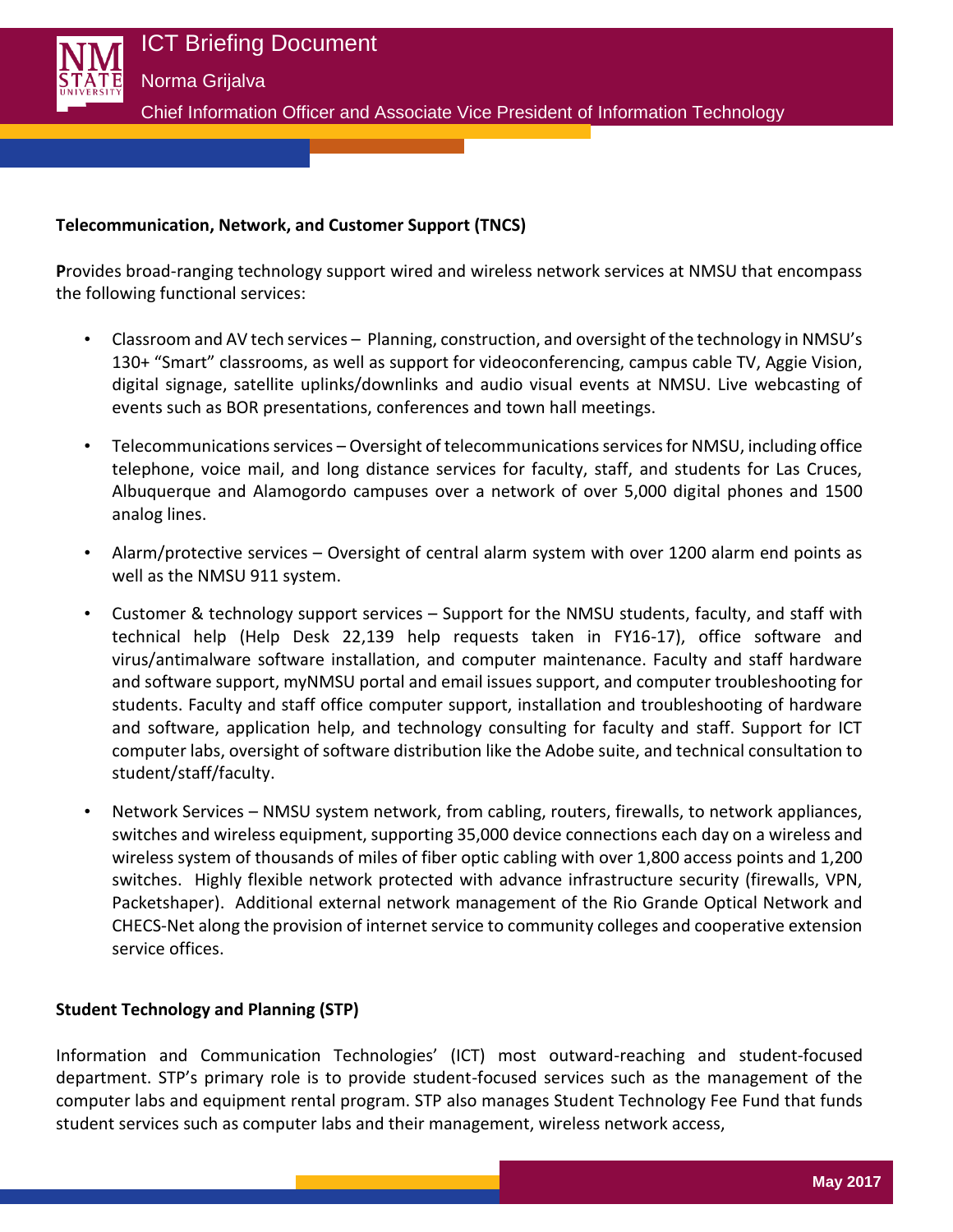**Telecommunication, Network, and Customer Support (TNCS)**

**P**rovides broad-ranging technology support wired and wireless network services at NMSU that encompass the following functional services:

- Classroom and AV tech services – Planning, construction, and oversight of the technology in NMSU's 130+ "Smart" classrooms, as well as support for videoconferencing, campus cable TV, Aggie Vision, digital signage, satellite uplinks/downlinks and audio visual events at NMSU. Live webcasting of events such as BOR presentations, conferences and town hall meetings.
- Telecommunications services – Oversight of telecommunications services for NMSU, including office telephone, voice mail, and long distance services for faculty, staff, and students for Las Cruces, Albuquerque and Alamogordo campuses over a network of over 5,000 digital phones and 1500 analog lines.
- Alarm/protective services – Oversight of central alarm system with over 1200 alarm end points as well as the NMSU 911 system.
- Customer & technology support services – Support for the NMSU students, faculty, and staff with technical help (Help Desk 22,139 help requests taken in FY16-17), office software and virus/antimalware software installation, and computer maintenance. Faculty and staff hardware and software support, myNMSU portal and email issues support, and computer troubleshooting for students. Faculty and staff office computer support, installation and troubleshooting of hardware and software, application help, and technology consulting for faculty and staff. Support for ICT computer labs, oversight of software distribution like the Adobe suite, and technical consultation to student/staff/faculty.
- Network Services – NMSU system network, from cabling, routers, firewalls, to network appliances, switches and wireless equipment, supporting 35,000 device connections each day on a wireless and wireless system of thousands of miles of fiber optic cabling with over 1,800 access points and 1,200 switches. Highly flexible network protected with advance infrastructure security (firewalls, VPN, Packetshaper). Additional external network management of the Rio Grande Optical Network and CHECS-Net along the provision of internet service to community colleges and cooperative extension service offices.

**Student Technology and Planning (STP)**

Information and Communication Technologies' (ICT) most outward-reaching and student-focused department. STP's primary role is to provide student-focused services such as the management of the computer labs and equipment rental program. STP also manages Student Technology Fee Fund that funds student services such as computer labs and their management, wireless network access,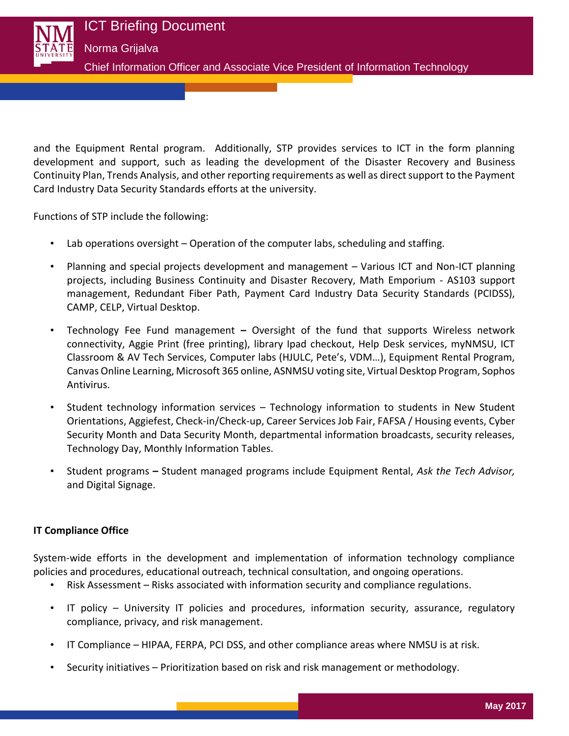and the Equipment Rental program. Additionally, STP provides services to ICT in the form planning development and support, such as leading the development of the Disaster Recovery and Business Continuity Plan, Trends Analysis, and other reporting requirements as well as direct support to the Payment Card Industry Data Security Standards efforts at the university.

Functions of STP include the following:

- Lab operations oversight – Operation of the computer labs, scheduling and staffing.
- Planning and special projects development and management – Various ICT and Non-ICT planning projects, including Business Continuity and Disaster Recovery, Math Emporium - AS103 support management, Redundant Fiber Path, Payment Card Industry Data Security Standards (PCIDSS), CAMP, CELP, Virtual Desktop.
- Technology Fee Fund management **–** Oversight of the fund that supports Wireless network connectivity, Aggie Print (free printing), library Ipad checkout, Help Desk services, myNMSU, ICT Classroom & AV Tech Services, Computer labs (HJULC, Pete's, VDM…), Equipment Rental Program, Canvas Online Learning, Microsoft 365 online, ASNMSU voting site, Virtual Desktop Program, Sophos Antivirus.
- Student technology information services – Technology information to students in New Student Orientations, Aggiefest, Check-in/Check-up, Career Services Job Fair, FAFSA / Housing events, Cyber Security Month and Data Security Month, departmental information broadcasts, security releases, Technology Day, Monthly Information Tables.
- Student programs **–** Student managed programs include Equipment Rental, *Ask the Tech Advisor,* and Digital Signage.

**IT Compliance Office**

System-wide efforts in the development and implementation of information technology compliance policies and procedures, educational outreach, technical consultation, and ongoing operations.

- Risk Assessment – Risks associated with information security and compliance regulations.
- IT policy – University IT policies and procedures, information security, assurance, regulatory compliance, privacy, and risk management.
- IT Compliance – HIPAA, FERPA, PCI DSS, and other compliance areas where NMSU is at risk.
- Security initiatives – Prioritization based on risk and risk management or methodology.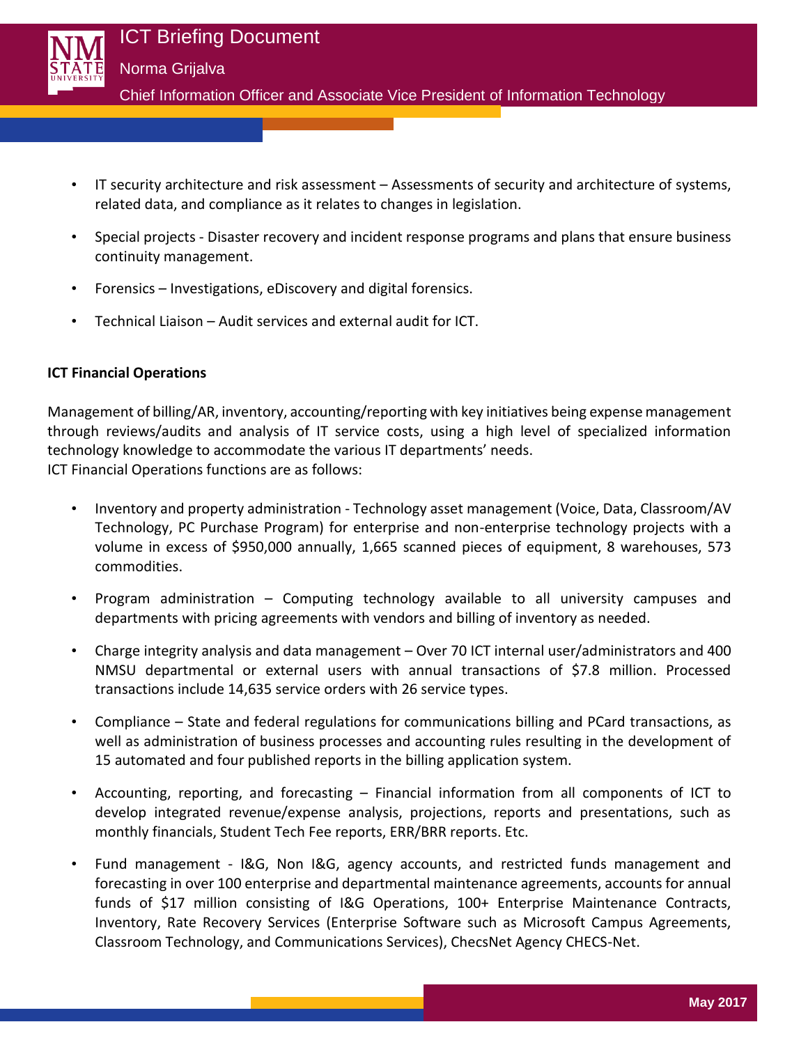- IT security architecture and risk assessment – Assessments of security and architecture of systems, related data, and compliance as it relates to changes in legislation.
- Special projects - Disaster recovery and incident response programs and plans that ensure business continuity management.
- Forensics – Investigations, eDiscovery and digital forensics.
- Technical Liaison – Audit services and external audit for ICT.

**ICT Financial Operations**

Management of billing/AR, inventory, accounting/reporting with key initiatives being expense management through reviews/audits and analysis of IT service costs, using a high level of specialized information technology knowledge to accommodate the various IT departments' needs.
ICT Financial Operations functions are as follows:

- Inventory and property administration - Technology asset management (Voice, Data, Classroom/AV Technology, PC Purchase Program) for enterprise and non-enterprise technology projects with a volume in excess of $950,000 annually, 1,665 scanned pieces of equipment, 8 warehouses, 573 commodities.
- Program administration – Computing technology available to all university campuses and departments with pricing agreements with vendors and billing of inventory as needed.
- Charge integrity analysis and data management – Over 70 ICT internal user/administrators and 400 NMSU departmental or external users with annual transactions of $7.8 million. Processed transactions include 14,635 service orders with 26 service types.
- Compliance – State and federal regulations for communications billing and PCard transactions, as well as administration of business processes and accounting rules resulting in the development of 15 automated and four published reports in the billing application system.
- Accounting, reporting, and forecasting – Financial information from all components of ICT to develop integrated revenue/expense analysis, projections, reports and presentations, such as monthly financials, Student Tech Fee reports, ERR/BRR reports. Etc.
- Fund management - I&G, Non I&G, agency accounts, and restricted funds management and forecasting in over 100 enterprise and departmental maintenance agreements, accounts for annual funds of $17 million consisting of I&G Operations, 100+ Enterprise Maintenance Contracts, Inventory, Rate Recovery Services (Enterprise Software such as Microsoft Campus Agreements, Classroom Technology, and Communications Services), ChecsNet Agency CHECS-Net.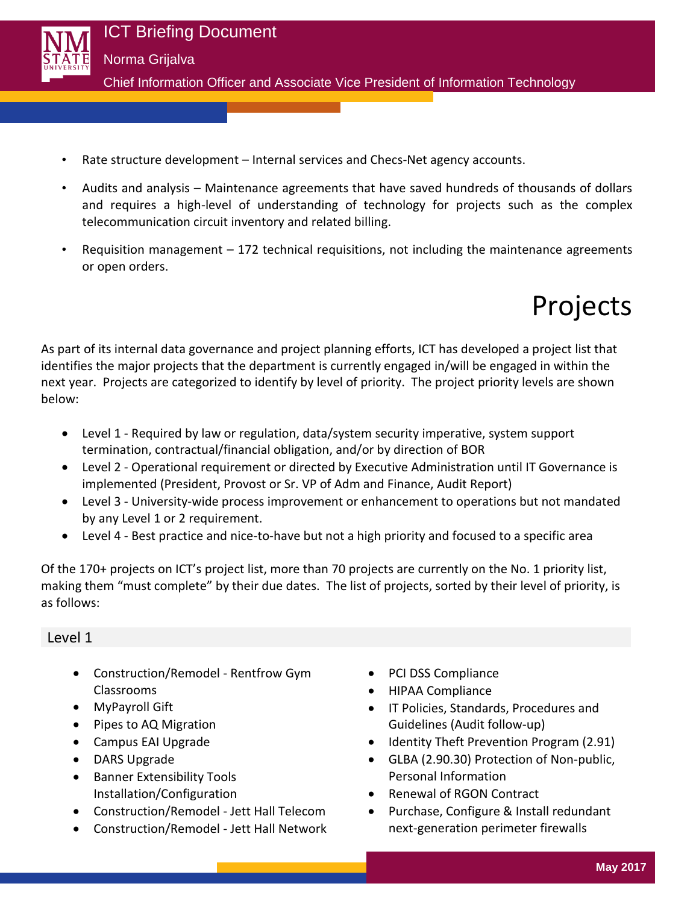- Rate structure development – Internal services and Checs-Net agency accounts.
- Audits and analysis – Maintenance agreements that have saved hundreds of thousands of dollars and requires a high-level of understanding of technology for projects such as the complex telecommunication circuit inventory and related billing.
- Requisition management – 172 technical requisitions, not including the maintenance agreements or open orders.

# Projects

As part of its internal data governance and project planning efforts, ICT has developed a project list that identifies the major projects that the department is currently engaged in/will be engaged in within the next year. Projects are categorized to identify by level of priority. The project priority levels are shown below:

- Level 1 - Required by law or regulation, data/system security imperative, system support termination, contractual/financial obligation, and/or by direction of BOR
- Level 2 - Operational requirement or directed by Executive Administration until IT Governance is implemented (President, Provost or Sr. VP of Adm and Finance, Audit Report)
- Level 3 - University-wide process improvement or enhancement to operations but not mandated by any Level 1 or 2 requirement.
- Level 4 - Best practice and nice-to-have but not a high priority and focused to a specific area

Of the 170+ projects on ICT's project list, more than 70 projects are currently on the No. 1 priority list, making them "must complete" by their due dates. The list of projects, sorted by their level of priority, is as follows:

## Level 1

- Construction/Remodel - Rentfrow Gym Classrooms
- MyPayroll Gift
- Pipes to AQ Migration
- Campus EAI Upgrade
- DARS Upgrade
- Banner Extensibility Tools Installation/Configuration
- Construction/Remodel - Jett Hall Telecom
- Construction/Remodel - Jett Hall Network
- PCI DSS Compliance
- HIPAA Compliance
- IT Policies, Standards, Procedures and Guidelines (Audit follow-up)
- Identity Theft Prevention Program (2.91)
- GLBA (2.90.30) Protection of Non-public, Personal Information
- Renewal of RGON Contract
- Purchase, Configure & Install redundant next-generation perimeter firewalls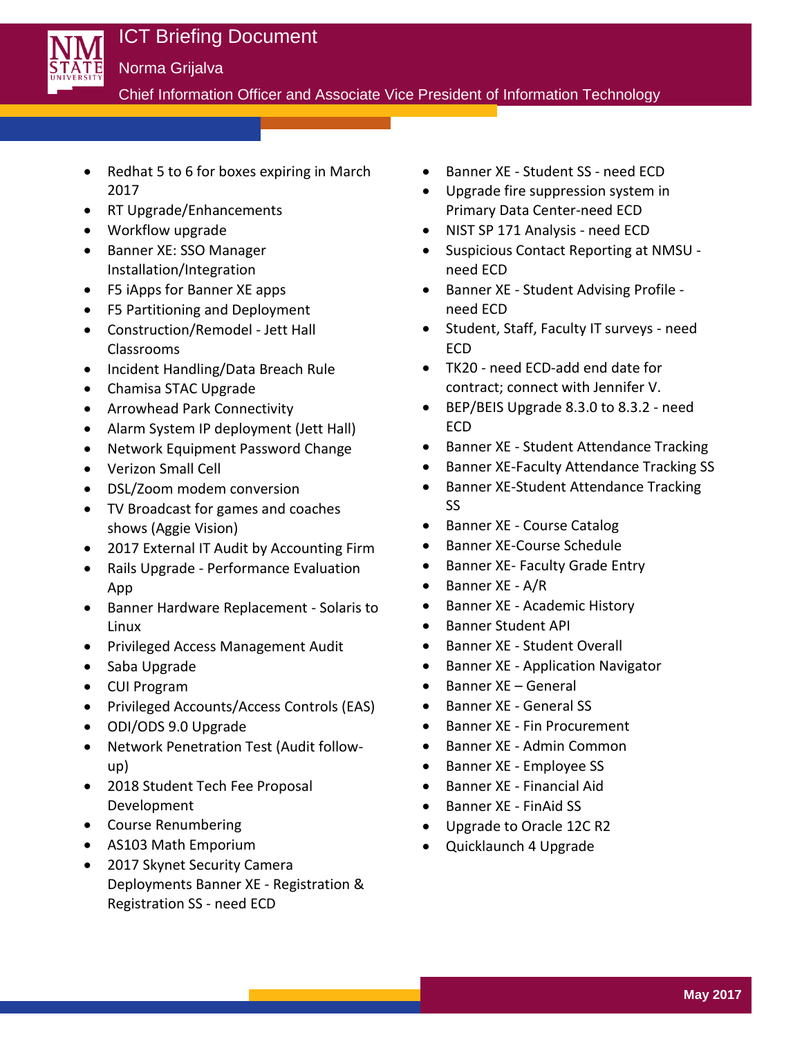- Redhat 5 to 6 for boxes expiring in March 2017
- RT Upgrade/Enhancements
- Workflow upgrade
- Banner XE: SSO Manager Installation/Integration
- F5 iApps for Banner XE apps
- F5 Partitioning and Deployment
- Construction/Remodel - Jett Hall Classrooms
- Incident Handling/Data Breach Rule
- Chamisa STAC Upgrade
- Arrowhead Park Connectivity
- Alarm System IP deployment (Jett Hall)
- Network Equipment Password Change
- Verizon Small Cell
- DSL/Zoom modem conversion
- TV Broadcast for games and coaches shows (Aggie Vision)
- 2017 External IT Audit by Accounting Firm
- Rails Upgrade - Performance Evaluation App
- Banner Hardware Replacement - Solaris to Linux
- Privileged Access Management Audit
- Saba Upgrade
- CUI Program
- Privileged Accounts/Access Controls (EAS)
- ODI/ODS 9.0 Upgrade
- Network Penetration Test (Audit follow-up)
- 2018 Student Tech Fee Proposal Development
- Course Renumbering
- AS103 Math Emporium
- 2017 Skynet Security Camera Deployments Banner XE - Registration & Registration SS - need ECD
- Banner XE - Student SS - need ECD
- Upgrade fire suppression system in Primary Data Center-need ECD
- NIST SP 171 Analysis - need ECD
- Suspicious Contact Reporting at NMSU - need ECD
- Banner XE - Student Advising Profile - need ECD
- Student, Staff, Faculty IT surveys - need ECD
- TK20 - need ECD-add end date for contract; connect with Jennifer V.
- BEP/BEIS Upgrade 8.3.0 to 8.3.2 - need ECD
- Banner XE - Student Attendance Tracking
- Banner XE-Faculty Attendance Tracking SS
- Banner XE-Student Attendance Tracking SS
- Banner XE - Course Catalog
- Banner XE-Course Schedule
- Banner XE- Faculty Grade Entry
- Banner XE - A/R
- Banner XE - Academic History
- Banner Student API
- Banner XE - Student Overall
- Banner XE - Application Navigator
- Banner XE – General
- Banner XE - General SS
- Banner XE - Fin Procurement
- Banner XE - Admin Common
- Banner XE - Employee SS
- Banner XE - Financial Aid
- Banner XE - FinAid SS
- Upgrade to Oracle 12C R2
- Quicklaunch 4 Upgrade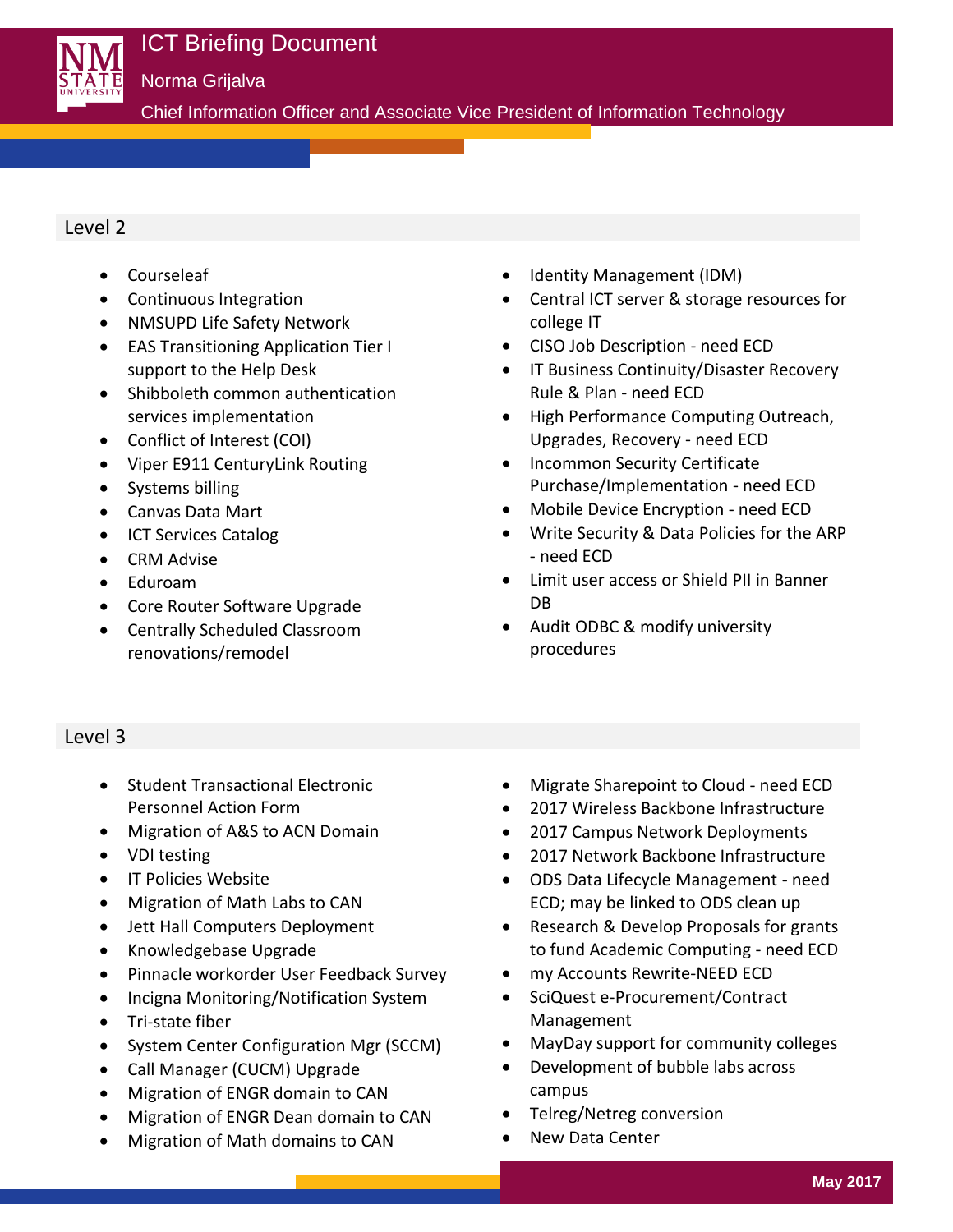## Level 2

- Courseleaf
- Continuous Integration
- NMSUPD Life Safety Network
- EAS Transitioning Application Tier I support to the Help Desk
- Shibboleth common authentication services implementation
- Conflict of Interest (COI)
- Viper E911 CenturyLink Routing
- Systems billing
- Canvas Data Mart
- ICT Services Catalog
- CRM Advise
- Eduroam
- Core Router Software Upgrade
- Centrally Scheduled Classroom renovations/remodel
- Identity Management (IDM)
- Central ICT server & storage resources for college IT
- CISO Job Description - need ECD
- IT Business Continuity/Disaster Recovery Rule & Plan - need ECD
- High Performance Computing Outreach, Upgrades, Recovery - need ECD
- Incommon Security Certificate Purchase/Implementation - need ECD
- Mobile Device Encryption - need ECD
- Write Security & Data Policies for the ARP - need ECD
- Limit user access or Shield PII in Banner DB
- Audit ODBC & modify university procedures

## Level 3

- Student Transactional Electronic Personnel Action Form
- Migration of A&S to ACN Domain
- VDI testing
- IT Policies Website
- Migration of Math Labs to CAN
- Jett Hall Computers Deployment
- Knowledgebase Upgrade
- Pinnacle workorder User Feedback Survey
- Incigna Monitoring/Notification System
- Tri-state fiber
- System Center Configuration Mgr (SCCM)
- Call Manager (CUCM) Upgrade
- Migration of ENGR domain to CAN
- Migration of ENGR Dean domain to CAN
- Migration of Math domains to CAN
- Migrate Sharepoint to Cloud - need ECD
- 2017 Wireless Backbone Infrastructure
- 2017 Campus Network Deployments
- 2017 Network Backbone Infrastructure
- ODS Data Lifecycle Management - need ECD; may be linked to ODS clean up
- Research & Develop Proposals for grants to fund Academic Computing - need ECD
- my Accounts Rewrite-NEED ECD
- SciQuest e-Procurement/Contract Management
- MayDay support for community colleges
- Development of bubble labs across campus
- Telreg/Netreg conversion
- New Data Center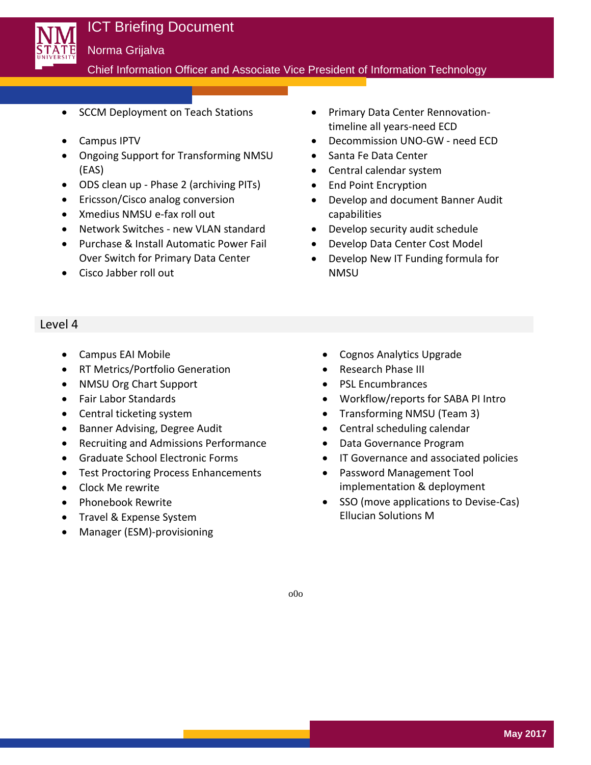- SCCM Deployment on Teach Stations
- Campus IPTV
- Ongoing Support for Transforming NMSU (EAS)
- ODS clean up - Phase 2 (archiving PITs)
- Ericsson/Cisco analog conversion
- Xmedius NMSU e-fax roll out
- Network Switches - new VLAN standard
- Purchase & Install Automatic Power Fail Over Switch for Primary Data Center
- Cisco Jabber roll out
- Primary Data Center Rennovation- timeline all years-need ECD
- Decommission UNO-GW - need ECD
- Santa Fe Data Center
- Central calendar system
- End Point Encryption
- Develop and document Banner Audit capabilities
- Develop security audit schedule
- Develop Data Center Cost Model
- Develop New IT Funding formula for NMSU

## Level 4

- Campus EAI Mobile
- RT Metrics/Portfolio Generation
- NMSU Org Chart Support
- Fair Labor Standards
- Central ticketing system
- Banner Advising, Degree Audit
- Recruiting and Admissions Performance
- Graduate School Electronic Forms
- Test Proctoring Process Enhancements
- Clock Me rewrite
- Phonebook Rewrite
- Travel & Expense System
- Manager (ESM)-provisioning
- Cognos Analytics Upgrade
- Research Phase III
- PSL Encumbrances
- Workflow/reports for SABA PI Intro
- Transforming NMSU (Team 3)
- Central scheduling calendar
- Data Governance Program
- IT Governance and associated policies
- Password Management Tool implementation & deployment
- SSO (move applications to Devise-Cas) Ellucian Solutions M

o0o